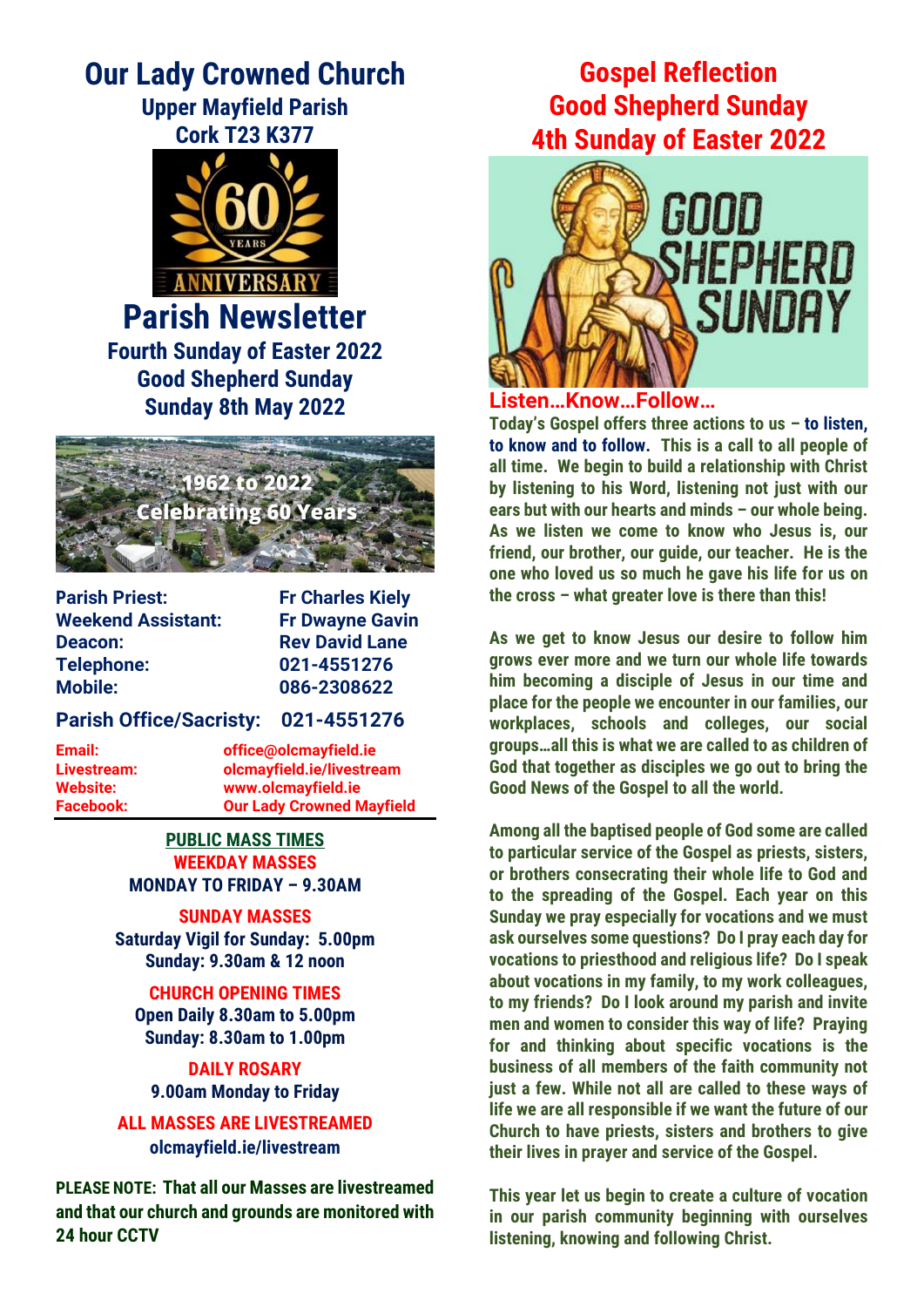# Our Lady Crowned Church

**Upper Mayfield Parish**
**Cork T23 K377**

# Parish Newsletter

**Fourth Sunday of Easter 2022**
**Good Shepherd Sunday**
**Sunday 8th May 2022**

| | |
|---|---|
| **Parish Priest:** | **Fr Charles Kiely** |
| **Weekend Assistant:** | **Fr Dwayne Gavin** |
| **Deacon:** | **Rev David Lane** |
| **Telephone:** | **021-4551276** |
| **Mobile:** | **086-2308622** |

**Parish Office/Sacristy: 021-4551276**

| | |
|---|---|
| **Email:** | **office@olcmayfield.ie** |
| **Livestream:** | **olcmayfield.ie/livestream** |
| **Website:** | **www.olcmayfield.ie** |
| **Facebook:** | **Our Lady Crowned Mayfield** |

**PUBLIC MASS TIMES**

**WEEKDAY MASSES**
**MONDAY TO FRIDAY – 9.30AM**

**SUNDAY MASSES**
**Saturday Vigil for Sunday: 5.00pm**
**Sunday: 9.30am & 12 noon**

**CHURCH OPENING TIMES**
**Open Daily 8.30am to 5.00pm**
**Sunday: 8.30am to 1.00pm**

**DAILY ROSARY**
**9.00am Monday to Friday**

**ALL MASSES ARE LIVESTREAMED**
**olcmayfield.ie/livestream**

**PLEASE NOTE: That all our Masses are livestreamed and that our church and grounds are monitored with 24 hour CCTV**

## Gospel Reflection
## Good Shepherd Sunday
## 4th Sunday of Easter 2022

### Listen…Know…Follow…

**Today's Gospel offers three actions to us – to listen, to know and to follow. This is a call to all people of all time. We begin to build a relationship with Christ by listening to his Word, listening not just with our ears but with our hearts and minds – our whole being. As we listen we come to know who Jesus is, our friend, our brother, our guide, our teacher. He is the one who loved us so much he gave his life for us on the cross – what greater love is there than this!**

**As we get to know Jesus our desire to follow him grows ever more and we turn our whole life towards him becoming a disciple of Jesus in our time and place for the people we encounter in our families, our workplaces, schools and colleges, our social groups…all this is what we are called to as children of God that together as disciples we go out to bring the Good News of the Gospel to all the world.**

**Among all the baptised people of God some are called to particular service of the Gospel as priests, sisters, or brothers consecrating their whole life to God and to the spreading of the Gospel. Each year on this Sunday we pray especially for vocations and we must ask ourselves some questions? Do I pray each day for vocations to priesthood and religious life? Do I speak about vocations in my family, to my work colleagues, to my friends? Do I look around my parish and invite men and women to consider this way of life? Praying for and thinking about specific vocations is the business of all members of the faith community not just a few. While not all are called to these ways of life we are all responsible if we want the future of our Church to have priests, sisters and brothers to give their lives in prayer and service of the Gospel.**

**This year let us begin to create a culture of vocation in our parish community beginning with ourselves listening, knowing and following Christ.**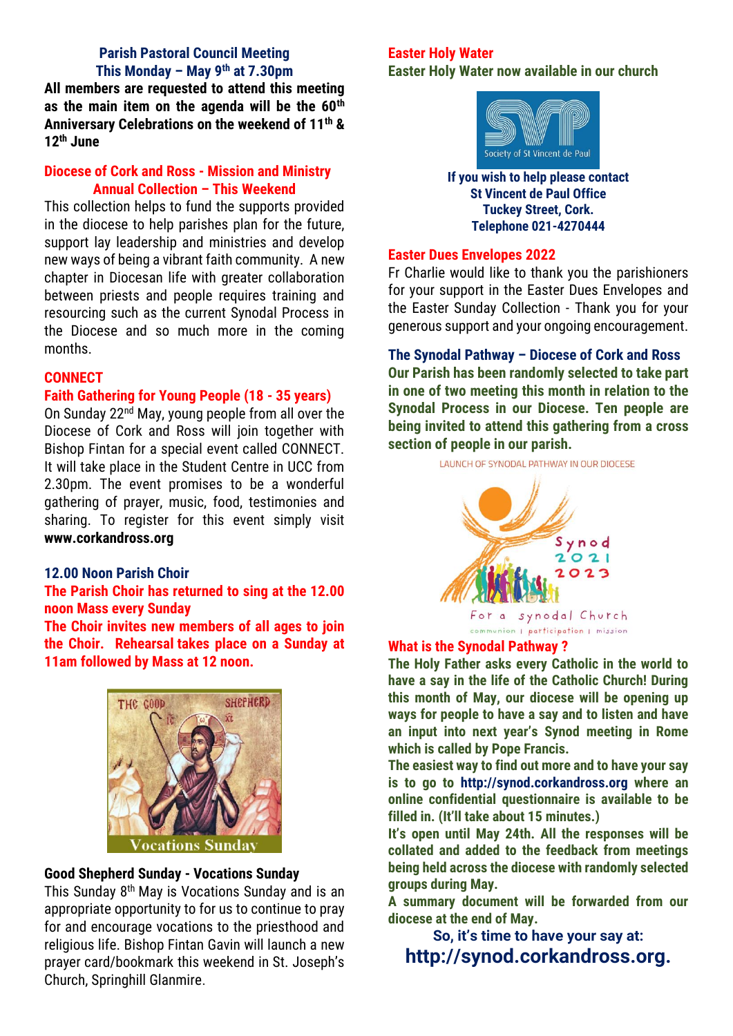## Parish Pastoral Council Meeting
## This Monday – May 9th at 7.30pm

**All members are requested to attend this meeting as the main item on the agenda will be the 60th Anniversary Celebrations on the weekend of 11th & 12th June**

## Diocese of Cork and Ross - Mission and Ministry Annual Collection – This Weekend

This collection helps to fund the supports provided in the diocese to help parishes plan for the future, support lay leadership and ministries and develop new ways of being a vibrant faith community. A new chapter in Diocesan life with greater collaboration between priests and people requires training and resourcing such as the current Synodal Process in the Diocese and so much more in the coming months.

## CONNECT
### Faith Gathering for Young People (18 - 35 years)

On Sunday 22nd May, young people from all over the Diocese of Cork and Ross will join together with Bishop Fintan for a special event called CONNECT. It will take place in the Student Centre in UCC from 2.30pm. The event promises to be a wonderful gathering of prayer, music, food, testimonies and sharing. To register for this event simply visit **www.corkandross.org**

## 12.00 Noon Parish Choir

**The Parish Choir has returned to sing at the 12.00 noon Mass every Sunday**

**The Choir invites new members of all ages to join the Choir. Rehearsal takes place on a Sunday at 11am followed by Mass at 12 noon.**

THE GOOD SHEPHERD

Vocations Sunday

## Good Shepherd Sunday - Vocations Sunday

This Sunday 8th May is Vocations Sunday and is an appropriate opportunity to for us to continue to pray for and encourage vocations to the priesthood and religious life. Bishop Fintan Gavin will launch a new prayer card/bookmark this weekend in St. Joseph's Church, Springhill Glanmire.

## Easter Holy Water

**Easter Holy Water now available in our church**

Society of St Vincent de Paul

**If you wish to help please contact**
**St Vincent de Paul Office**
**Tuckey Street, Cork.**
**Telephone 021-4270444**

## Easter Dues Envelopes 2022

Fr Charlie would like to thank you the parishioners for your support in the Easter Dues Envelopes and the Easter Sunday Collection - Thank you for your generous support and your ongoing encouragement.

## The Synodal Pathway – Diocese of Cork and Ross

**Our Parish has been randomly selected to take part in one of two meeting this month in relation to the Synodal Process in our Diocese. Ten people are being invited to attend this gathering from a cross section of people in our parish.**

LAUNCH OF SYNODAL PATHWAY IN OUR DIOCESE

Synod 2021 2023

For a synodal Church
communion | participation | mission

## What is the Synodal Pathway ?

**The Holy Father asks every Catholic in the world to have a say in the life of the Catholic Church! During this month of May, our diocese will be opening up ways for people to have a say and to listen and have an input into next year's Synod meeting in Rome which is called by Pope Francis.**

**The easiest way to find out more and to have your say is to go to http://synod.corkandross.org where an online confidential questionnaire is available to be filled in. (It'll take about 15 minutes.)**

**It's open until May 24th. All the responses will be collated and added to the feedback from meetings being held across the diocese with randomly selected groups during May.**

**A summary document will be forwarded from our diocese at the end of May.**

**So, it's time to have your say at:**
**http://synod.corkandross.org.**